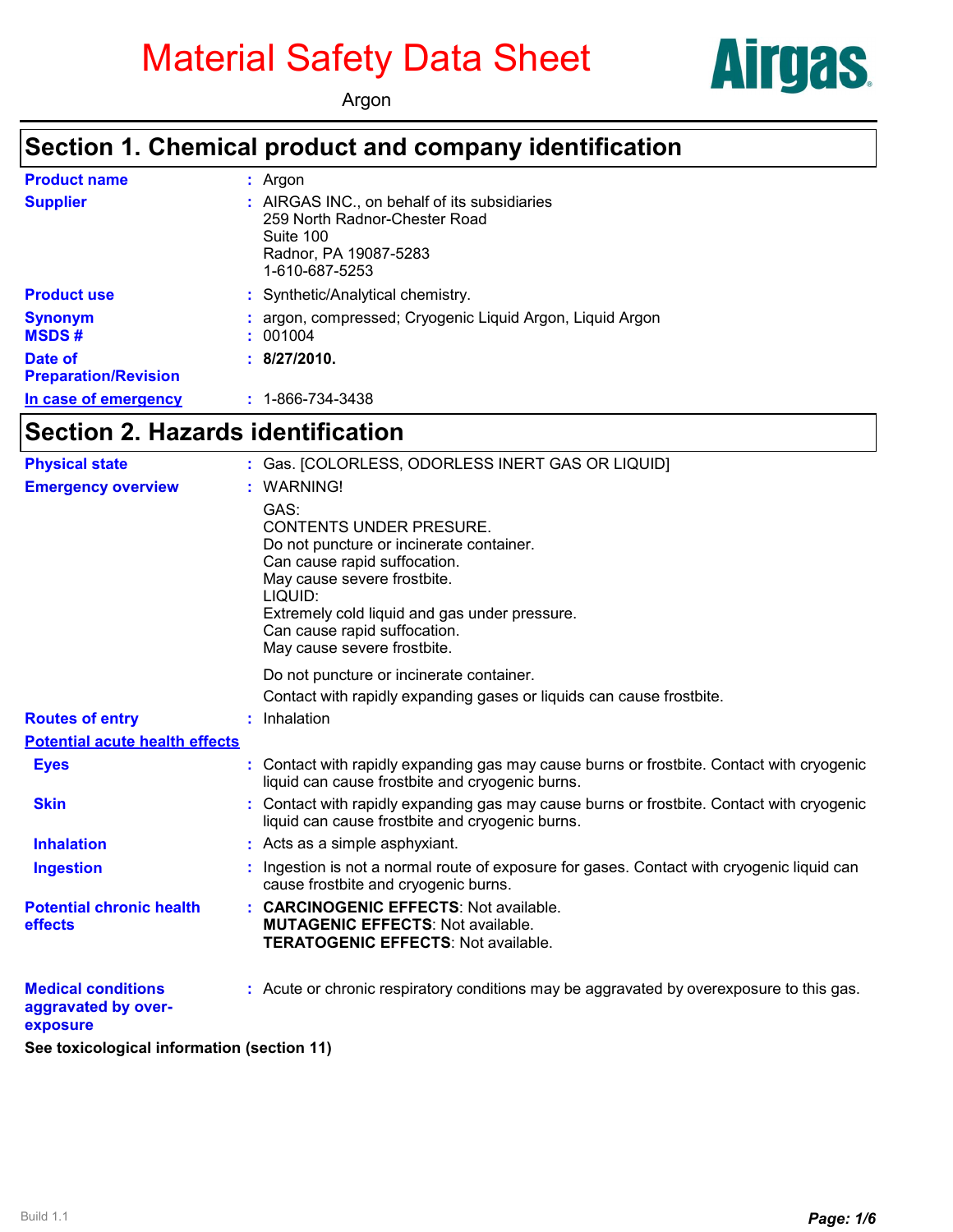# Material Safety Data Sheet

Argon

Airgas

## Section 1. Chemical product and company identification

| | |
|---|---|
| **Product name** | : Argon |
| **Supplier** | : AIRGAS INC., on behalf of its subsidiaries<br>259 North Radnor-Chester Road<br>Suite 100<br>Radnor, PA 19087-5283<br>1-610-687-5253 |
| **Product use** | : Synthetic/Analytical chemistry. |
| **Synonym** | : argon, compressed; Cryogenic Liquid Argon, Liquid Argon |
| **MSDS #** | : 001004 |
| **Date of Preparation/Revision** | : **8/27/2010.** |
| **In case of emergency** | : 1-866-734-3438 |

## Section 2. Hazards identification

**Physical state** : Gas. [COLORLESS, ODORLESS INERT GAS OR LIQUID]

**Emergency overview** : WARNING!

GAS:
CONTENTS UNDER PRESURE.
Do not puncture or incinerate container.
Can cause rapid suffocation.
May cause severe frostbite.
LIQUID:
Extremely cold liquid and gas under pressure.
Can cause rapid suffocation.
May cause severe frostbite.

Do not puncture or incinerate container.

Contact with rapidly expanding gases or liquids can cause frostbite.

**Routes of entry** : Inhalation

**Potential acute health effects**

- **Eyes** : Contact with rapidly expanding gas may cause burns or frostbite. Contact with cryogenic liquid can cause frostbite and cryogenic burns.
- **Skin** : Contact with rapidly expanding gas may cause burns or frostbite. Contact with cryogenic liquid can cause frostbite and cryogenic burns.
- **Inhalation** : Acts as a simple asphyxiant.
- **Ingestion** : Ingestion is not a normal route of exposure for gases. Contact with cryogenic liquid can cause frostbite and cryogenic burns.

**Potential chronic health effects** : **CARCINOGENIC EFFECTS**: Not available.
**MUTAGENIC EFFECTS**: Not available.
**TERATOGENIC EFFECTS**: Not available.

**Medical conditions aggravated by over-exposure** : Acute or chronic respiratory conditions may be aggravated by overexposure to this gas.

**See toxicological information (section 11)**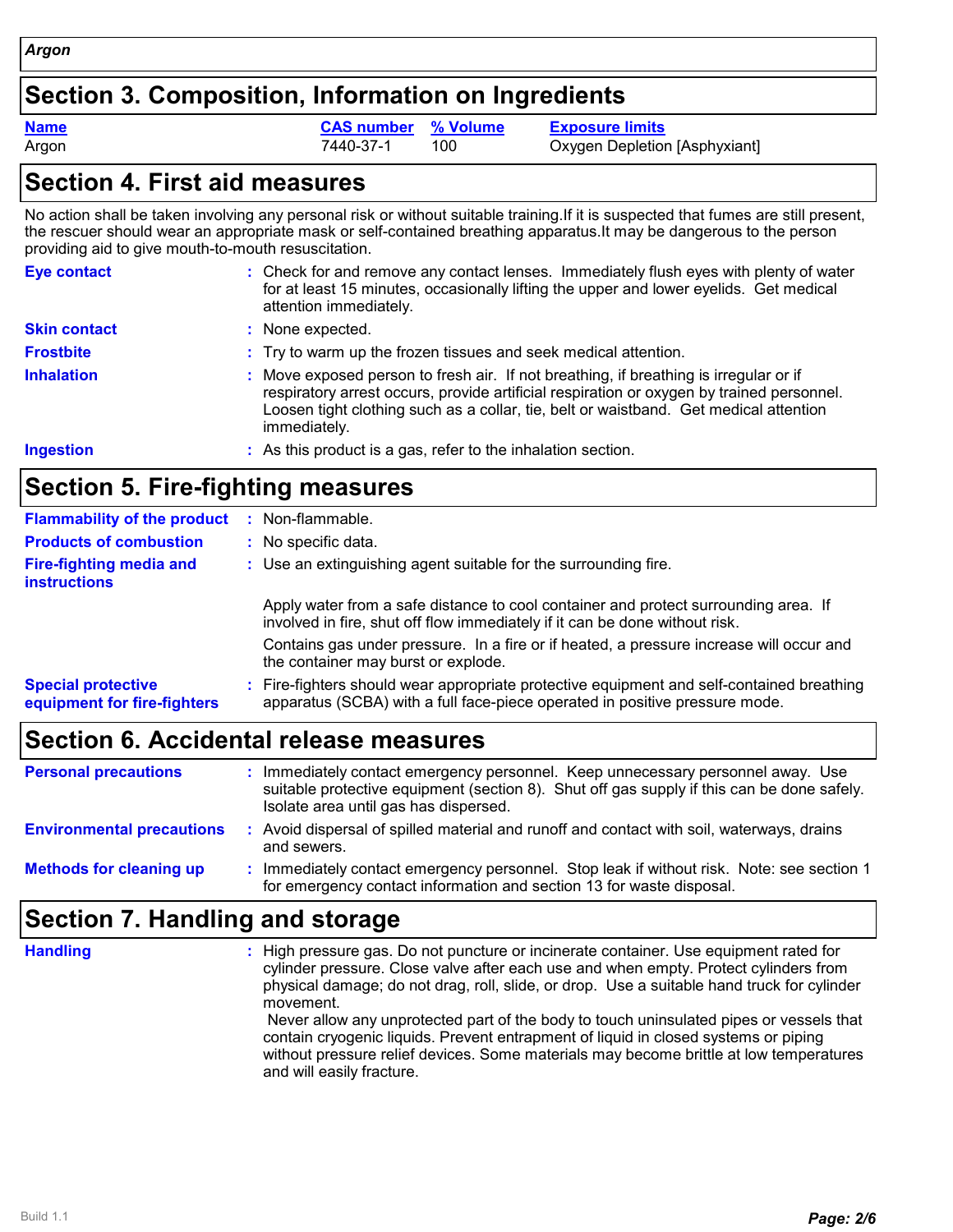## Section 3. Composition, Information on Ingredients

| Name | CAS number | % Volume | Exposure limits |
|---|---|---|---|
| Argon | 7440-37-1 | 100 | Oxygen Depletion [Asphyxiant] |

## Section 4. First aid measures

No action shall be taken involving any personal risk or without suitable training.If it is suspected that fumes are still present, the rescuer should wear an appropriate mask or self-contained breathing apparatus.It may be dangerous to the person providing aid to give mouth-to-mouth resuscitation.

**Eye contact** : Check for and remove any contact lenses. Immediately flush eyes with plenty of water for at least 15 minutes, occasionally lifting the upper and lower eyelids. Get medical attention immediately.

**Skin contact** : None expected.

**Frostbite** : Try to warm up the frozen tissues and seek medical attention.

**Inhalation** : Move exposed person to fresh air. If not breathing, if breathing is irregular or if respiratory arrest occurs, provide artificial respiration or oxygen by trained personnel. Loosen tight clothing such as a collar, tie, belt or waistband. Get medical attention immediately.

**Ingestion** : As this product is a gas, refer to the inhalation section.

## Section 5. Fire-fighting measures

**Flammability of the product** : Non-flammable.

**Products of combustion** : No specific data.

**Fire-fighting media and instructions** : Use an extinguishing agent suitable for the surrounding fire.

Apply water from a safe distance to cool container and protect surrounding area. If involved in fire, shut off flow immediately if it can be done without risk.

Contains gas under pressure. In a fire or if heated, a pressure increase will occur and the container may burst or explode.

**Special protective equipment for fire-fighters** : Fire-fighters should wear appropriate protective equipment and self-contained breathing apparatus (SCBA) with a full face-piece operated in positive pressure mode.

## Section 6. Accidental release measures

**Personal precautions** : Immediately contact emergency personnel. Keep unnecessary personnel away. Use suitable protective equipment (section 8). Shut off gas supply if this can be done safely. Isolate area until gas has dispersed.

**Environmental precautions** : Avoid dispersal of spilled material and runoff and contact with soil, waterways, drains and sewers.

**Methods for cleaning up** : Immediately contact emergency personnel. Stop leak if without risk. Note: see section 1 for emergency contact information and section 13 for waste disposal.

## Section 7. Handling and storage

**Handling** : High pressure gas. Do not puncture or incinerate container. Use equipment rated for cylinder pressure. Close valve after each use and when empty. Protect cylinders from physical damage; do not drag, roll, slide, or drop. Use a suitable hand truck for cylinder movement.

Never allow any unprotected part of the body to touch uninsulated pipes or vessels that contain cryogenic liquids. Prevent entrapment of liquid in closed systems or piping without pressure relief devices. Some materials may become brittle at low temperatures and will easily fracture.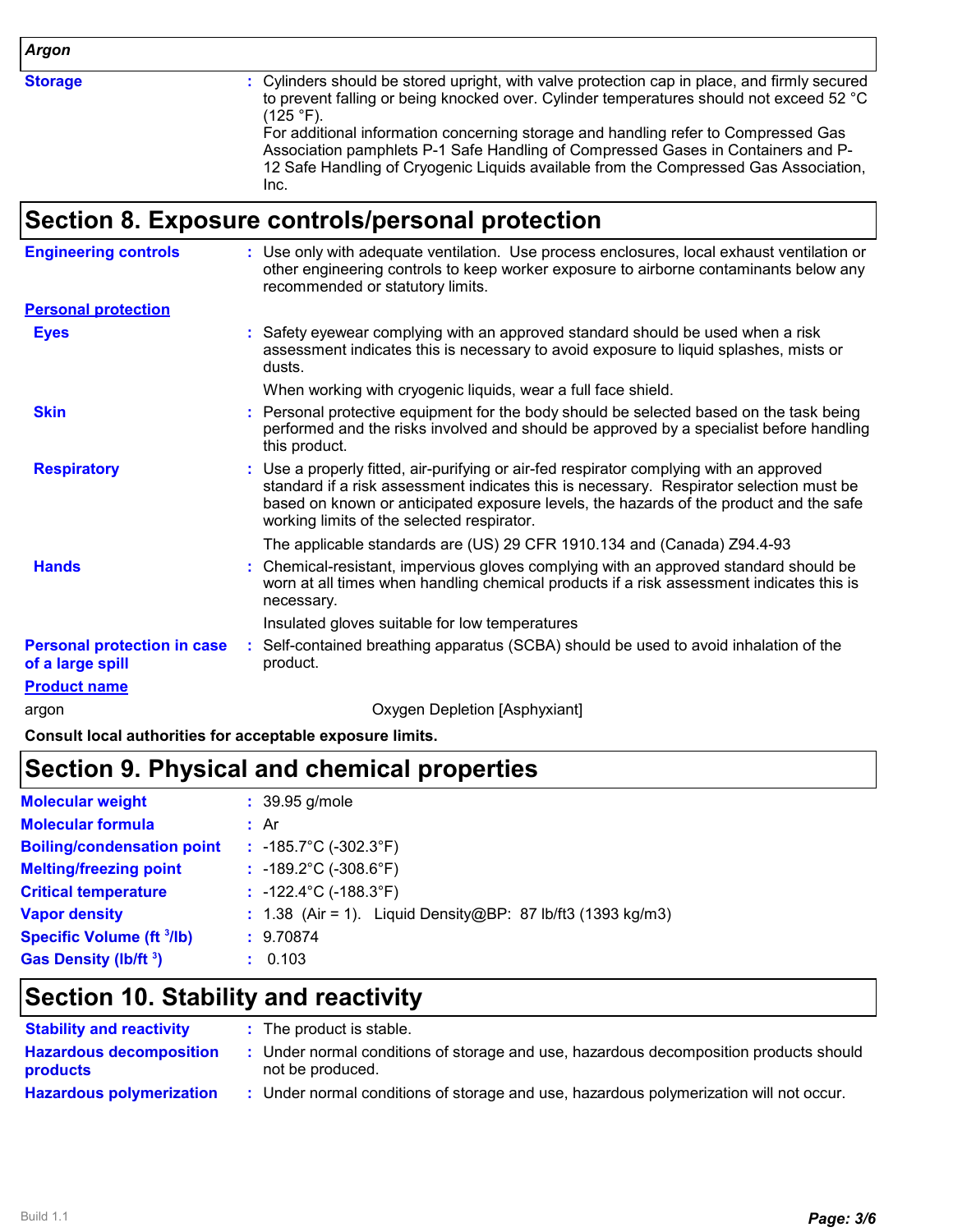| *Argon* | |
|---|---|
| **Storage** | : Cylinders should be stored upright, with valve protection cap in place, and firmly secured to prevent falling or being knocked over. Cylinder temperatures should not exceed 52 °C (125 °F). For additional information concerning storage and handling refer to Compressed Gas Association pamphlets P-1 Safe Handling of Compressed Gases in Containers and P-12 Safe Handling of Cryogenic Liquids available from the Compressed Gas Association, Inc. |

## Section 8. Exposure controls/personal protection

**Engineering controls** : Use only with adequate ventilation. Use process enclosures, local exhaust ventilation or other engineering controls to keep worker exposure to airborne contaminants below any recommended or statutory limits.

**Personal protection**

**Eyes** : Safety eyewear complying with an approved standard should be used when a risk assessment indicates this is necessary to avoid exposure to liquid splashes, mists or dusts.

When working with cryogenic liquids, wear a full face shield.

**Skin** : Personal protective equipment for the body should be selected based on the task being performed and the risks involved and should be approved by a specialist before handling this product.

**Respiratory** : Use a properly fitted, air-purifying or air-fed respirator complying with an approved standard if a risk assessment indicates this is necessary. Respirator selection must be based on known or anticipated exposure levels, the hazards of the product and the safe working limits of the selected respirator.

The applicable standards are (US) 29 CFR 1910.134 and (Canada) Z94.4-93

**Hands** : Chemical-resistant, impervious gloves complying with an approved standard should be worn at all times when handling chemical products if a risk assessment indicates this is necessary.

Insulated gloves suitable for low temperatures

**Personal protection in case of a large spill** : Self-contained breathing apparatus (SCBA) should be used to avoid inhalation of the product.

| Product name | |
|---|---|
| argon | Oxygen Depletion [Asphyxiant] |

**Consult local authorities for acceptable exposure limits.**

## Section 9. Physical and chemical properties

| | |
|---|---|
| **Molecular weight** | : 39.95 g/mole |
| **Molecular formula** | : Ar |
| **Boiling/condensation point** | : -185.7°C (-302.3°F) |
| **Melting/freezing point** | : -189.2°C (-308.6°F) |
| **Critical temperature** | : -122.4°C (-188.3°F) |
| **Vapor density** | : 1.38 (Air = 1). Liquid Density@BP: 87 lb/ft3 (1393 kg/m3) |
| **Specific Volume ($ft^3$/lb)** | : 9.70874 |
| **Gas Density (lb/$ft^3$)** | : 0.103 |

## Section 10. Stability and reactivity

**Stability and reactivity** : The product is stable.

**Hazardous decomposition products** : Under normal conditions of storage and use, hazardous decomposition products should not be produced.

**Hazardous polymerization** : Under normal conditions of storage and use, hazardous polymerization will not occur.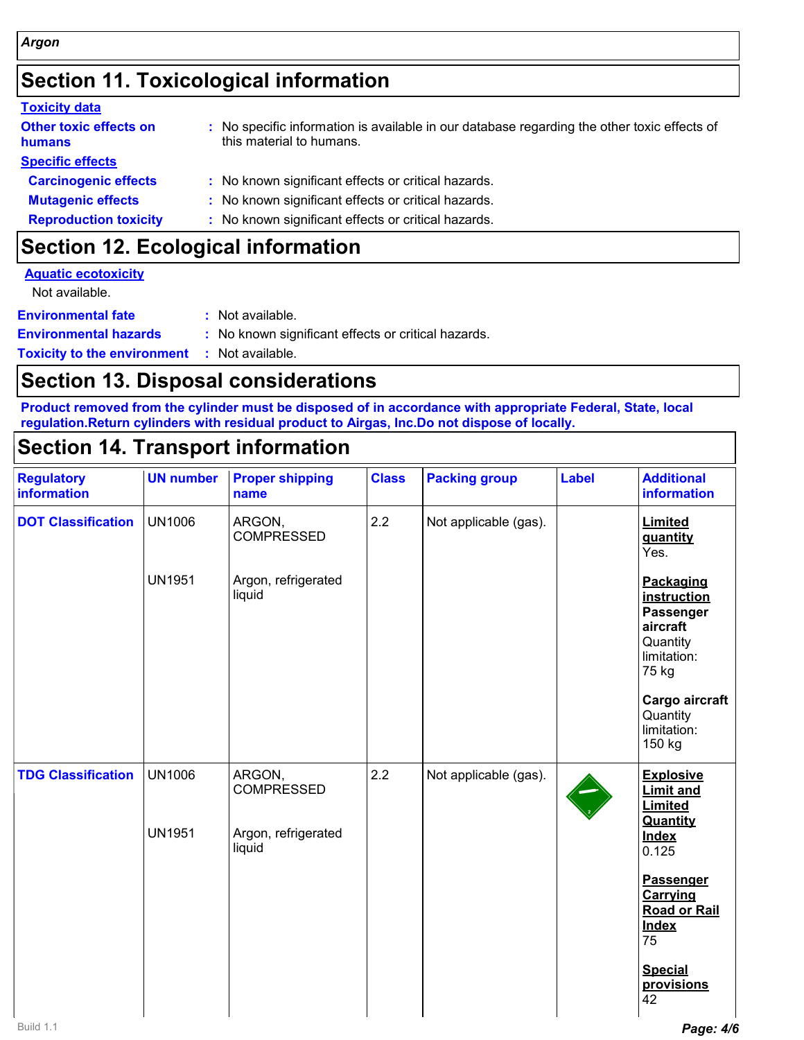*Argon*

## Section 11. Toxicological information

**Toxicity data**

**Other toxic effects on humans** : No specific information is available in our database regarding the other toxic effects of this material to humans.

**Specific effects**

**Carcinogenic effects** : No known significant effects or critical hazards.

**Mutagenic effects** : No known significant effects or critical hazards.

**Reproduction toxicity** : No known significant effects or critical hazards.

## Section 12. Ecological information

**Aquatic ecotoxicity**

Not available.

**Environmental fate** : Not available.

**Environmental hazards** : No known significant effects or critical hazards.

**Toxicity to the environment** : Not available.

## Section 13. Disposal considerations

**Product removed from the cylinder must be disposed of in accordance with appropriate Federal, State, local regulation.Return cylinders with residual product to Airgas, Inc.Do not dispose of locally.**

## Section 14. Transport information

| Regulatory information | UN number | Proper shipping name | Class | Packing group | Label | Additional information |
|---|---|---|---|---|---|---|
| **DOT Classification** | UN1006<br><br>UN1951 | ARGON, COMPRESSED<br><br>Argon, refrigerated liquid | 2.2 | Not applicable (gas). | | **Limited quantity** Yes.<br><br>**Packaging instruction** **Passenger aircraft** Quantity limitation: 75 kg<br><br>**Cargo aircraft** Quantity limitation: 150 kg |
| **TDG Classification** | UN1006<br><br>UN1951 | ARGON, COMPRESSED<br><br>Argon, refrigerated liquid | 2.2 | Not applicable (gas). | | **Explosive Limit and Limited Quantity Index** 0.125<br><br>**Passenger Carrying Road or Rail Index** 75<br><br>**Special provisions** 42 |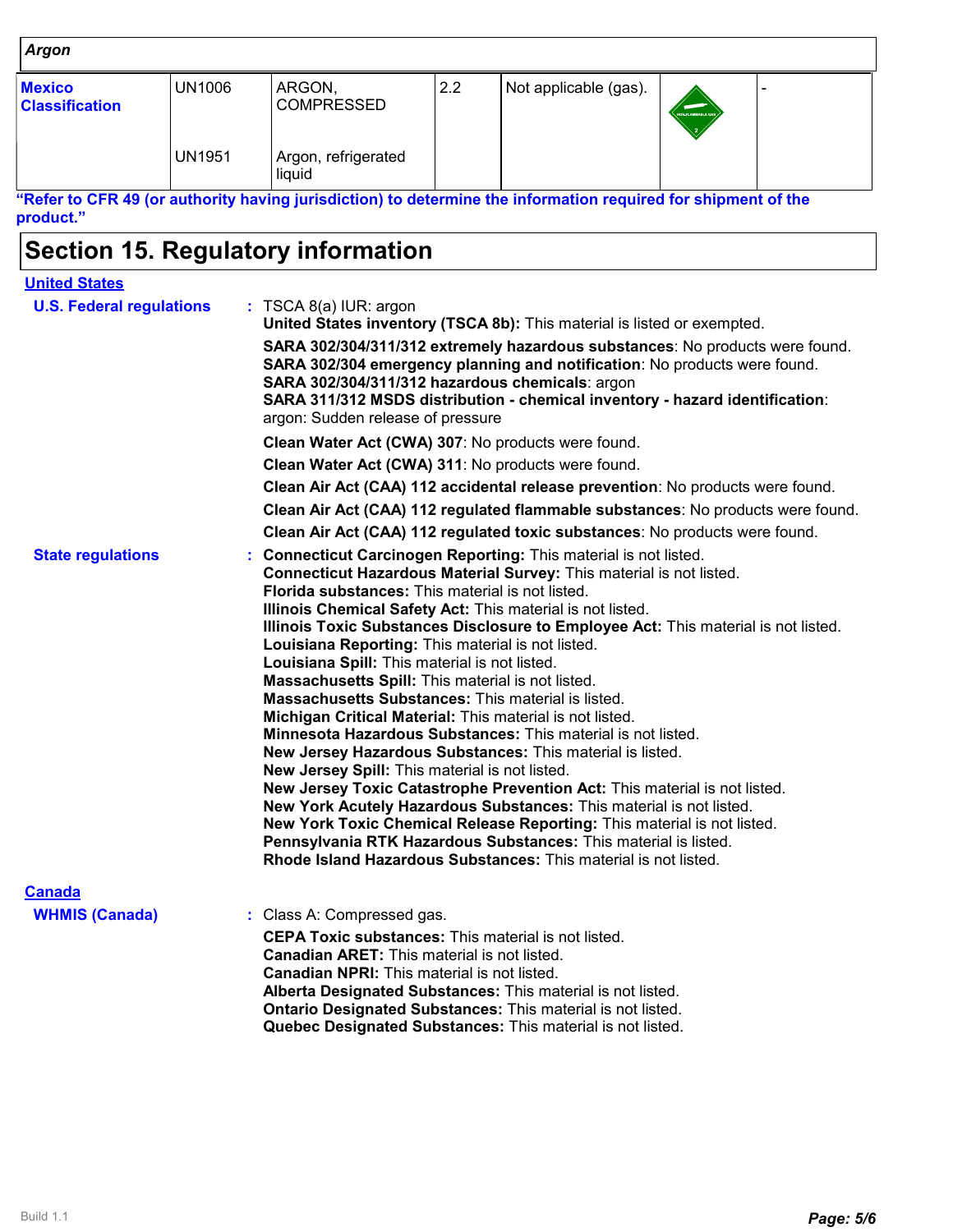| Argon | | | | | | |
|---|---|---|---|---|---|---|
| **Mexico Classification** | UN1006 | ARGON, COMPRESSED | 2.2 | Not applicable (gas). | | - |
| | UN1951 | Argon, refrigerated liquid | | | | |

**"Refer to CFR 49 (or authority having jurisdiction) to determine the information required for shipment of the product."**

# Section 15. Regulatory information

## United States

**U.S. Federal regulations** : TSCA 8(a) IUR: argon
**United States inventory (TSCA 8b):** This material is listed or exempted.

**SARA 302/304/311/312 extremely hazardous substances**: No products were found.
**SARA 302/304 emergency planning and notification**: No products were found.
**SARA 302/304/311/312 hazardous chemicals**: argon
**SARA 311/312 MSDS distribution - chemical inventory - hazard identification**: argon: Sudden release of pressure

**Clean Water Act (CWA) 307**: No products were found.

**Clean Water Act (CWA) 311**: No products were found.

**Clean Air Act (CAA) 112 accidental release prevention**: No products were found.

**Clean Air Act (CAA) 112 regulated flammable substances**: No products were found.

**Clean Air Act (CAA) 112 regulated toxic substances**: No products were found.

**State regulations** :
**Connecticut Carcinogen Reporting:** This material is not listed.
**Connecticut Hazardous Material Survey:** This material is not listed.
**Florida substances:** This material is not listed.
**Illinois Chemical Safety Act:** This material is not listed.
**Illinois Toxic Substances Disclosure to Employee Act:** This material is not listed.
**Louisiana Reporting:** This material is not listed.
**Louisiana Spill:** This material is not listed.
**Massachusetts Spill:** This material is not listed.
**Massachusetts Substances:** This material is listed.
**Michigan Critical Material:** This material is not listed.
**Minnesota Hazardous Substances:** This material is not listed.
**New Jersey Hazardous Substances:** This material is listed.
**New Jersey Spill:** This material is not listed.
**New Jersey Toxic Catastrophe Prevention Act:** This material is not listed.
**New York Acutely Hazardous Substances:** This material is not listed.
**New York Toxic Chemical Release Reporting:** This material is not listed.
**Pennsylvania RTK Hazardous Substances:** This material is listed.
**Rhode Island Hazardous Substances:** This material is not listed.

## Canada

**WHMIS (Canada)** : Class A: Compressed gas.

**CEPA Toxic substances:** This material is not listed.
**Canadian ARET:** This material is not listed.
**Canadian NPRI:** This material is not listed.
**Alberta Designated Substances:** This material is not listed.
**Ontario Designated Substances:** This material is not listed.
**Quebec Designated Substances:** This material is not listed.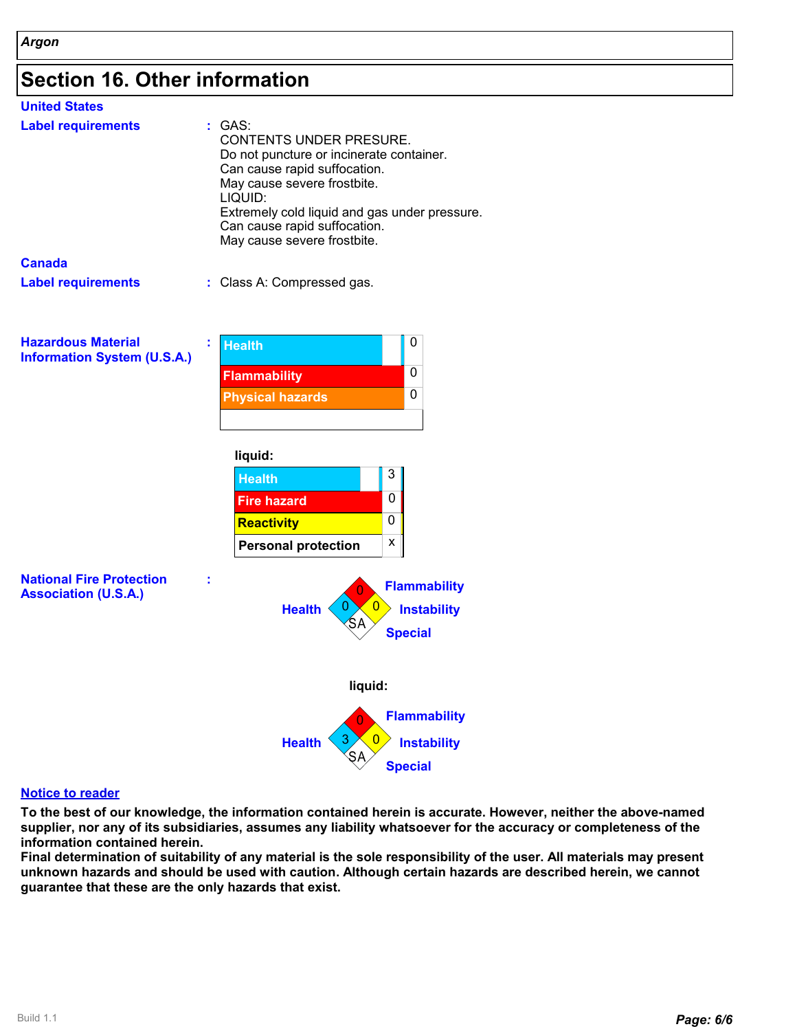**Argon**

# Section 16. Other information

**United States**

**Label requirements** : GAS:
CONTENTS UNDER PRESURE.
Do not puncture or incinerate container.
Can cause rapid suffocation.
May cause severe frostbite.
LIQUID:
Extremely cold liquid and gas under pressure.
Can cause rapid suffocation.
May cause severe frostbite.

**Canada**

**Label requirements** : Class A: Compressed gas.

**Hazardous Material Information System (U.S.A.)** :

| | |
|---|---|
| Health | 0 |
| Flammability | 0 |
| Physical hazards | 0 |

**liquid:**

| | |
|---|---|
| Health | 3 |
| Fire hazard | 0 |
| Reactivity | 0 |
| Personal protection | x |

**National Fire Protection Association (U.S.A.)** :

Flammability 0
Health 0
Instability 0
Special SA

**liquid:**

Flammability 0
Health 3
Instability 0
Special SA

**Notice to reader**

**To the best of our knowledge, the information contained herein is accurate. However, neither the above-named supplier, nor any of its subsidiaries, assumes any liability whatsoever for the accuracy or completeness of the information contained herein.**
**Final determination of suitability of any material is the sole responsibility of the user. All materials may present unknown hazards and should be used with caution. Although certain hazards are described herein, we cannot guarantee that these are the only hazards that exist.**